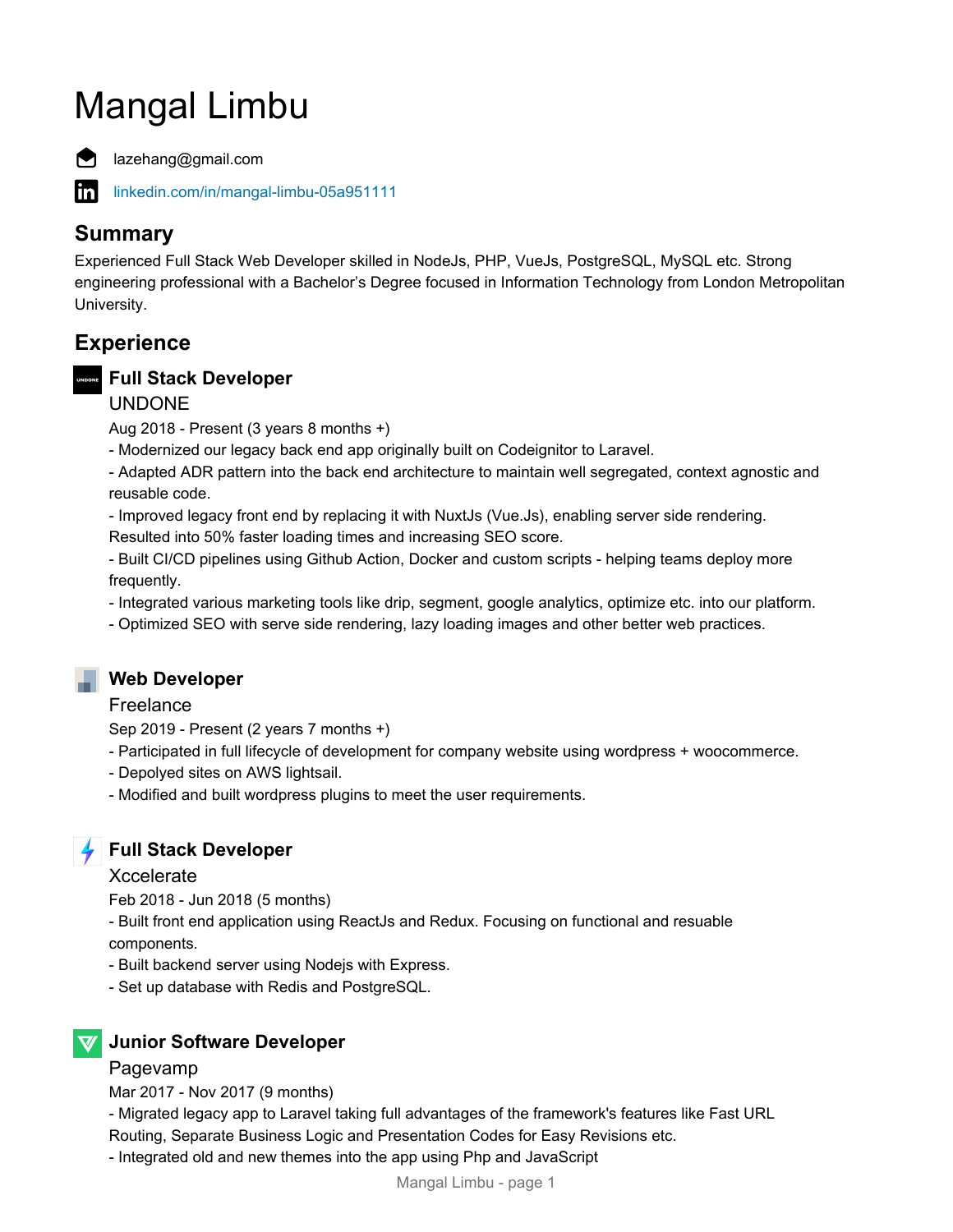# Mangal Limbu

lazehang@gmail.com

[linkedin.com/in/mangal-limbu-05a951111](https://linkedin.com/in/mangal-limbu-05a951111)

## Summary

Experienced Full Stack Web Developer skilled in NodeJs, PHP, VueJs, PostgreSQL, MySQL etc. Strong engineering professional with a Bachelor's Degree focused in Information Technology from London Metropolitan University.

## Experience

### Full Stack Developer

UNDONE

Aug 2018 - Present (3 years 8 months +)

- Modernized our legacy back end app originally built on Codeignitor to Laravel.
- Adapted ADR pattern into the back end architecture to maintain well segregated, context agnostic and reusable code.
- Improved legacy front end by replacing it with NuxtJs (Vue.Js), enabling server side rendering. Resulted into 50% faster loading times and increasing SEO score.
- Built CI/CD pipelines using Github Action, Docker and custom scripts - helping teams deploy more frequently.
- Integrated various marketing tools like drip, segment, google analytics, optimize etc. into our platform.
- Optimized SEO with serve side rendering, lazy loading images and other better web practices.

### Web Developer

Freelance

Sep 2019 - Present (2 years 7 months +)

- Participated in full lifecycle of development for company website using wordpress + woocommerce.
- Depolyed sites on AWS lightsail.
- Modified and built wordpress plugins to meet the user requirements.

### Full Stack Developer

Xccelerate

Feb 2018 - Jun 2018 (5 months)

- Built front end application using ReactJs and Redux. Focusing on functional and resuable components.
- Built backend server using Nodejs with Express.
- Set up database with Redis and PostgreSQL.

### Junior Software Developer

Pagevamp

Mar 2017 - Nov 2017 (9 months)

- Migrated legacy app to Laravel taking full advantages of the framework's features like Fast URL Routing, Separate Business Logic and Presentation Codes for Easy Revisions etc.
- Integrated old and new themes into the app using Php and JavaScript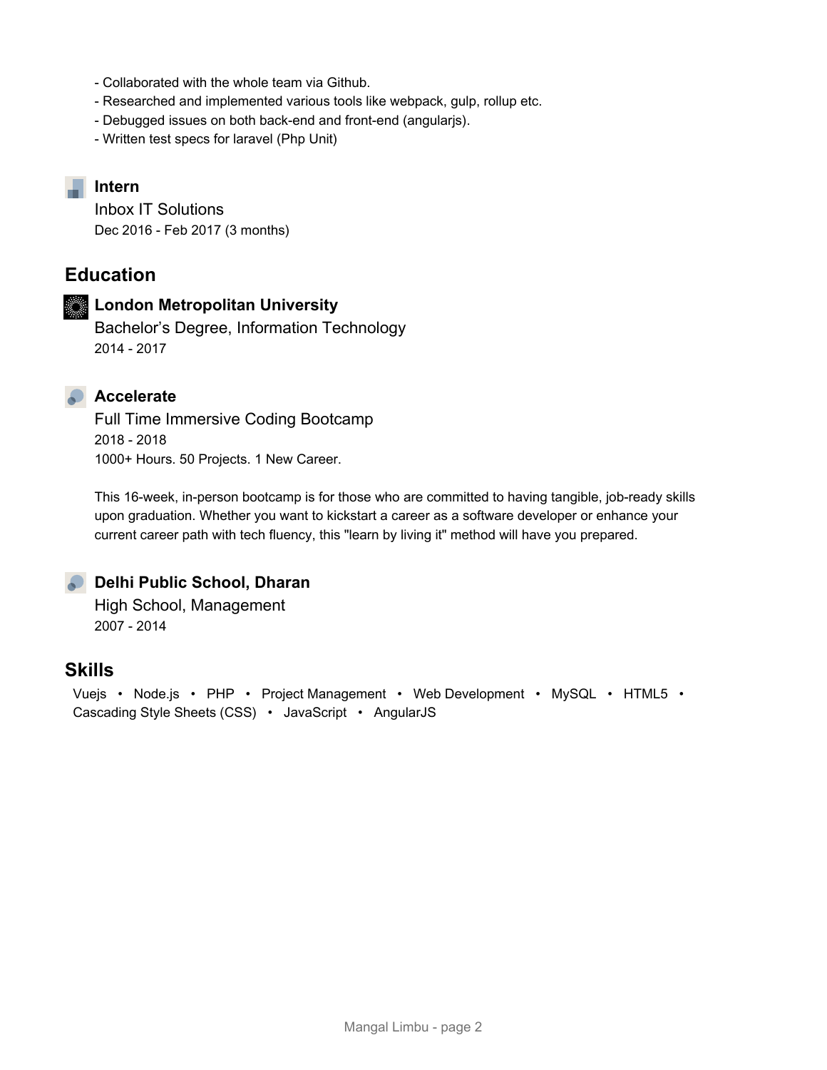- Collaborated with the whole team via Github.
- Researched and implemented various tools like webpack, gulp, rollup etc.
- Debugged issues on both back-end and front-end (angularjs).
- Written test specs for laravel (Php Unit)

### Intern

Inbox IT Solutions

Dec 2016 - Feb 2017 (3 months)

## Education

### London Metropolitan University

Bachelor's Degree, Information Technology

2014 - 2017

### Accelerate

Full Time Immersive Coding Bootcamp

2018 - 2018

1000+ Hours. 50 Projects. 1 New Career.

This 16-week, in-person bootcamp is for those who are committed to having tangible, job-ready skills upon graduation. Whether you want to kickstart a career as a software developer or enhance your current career path with tech fluency, this "learn by living it" method will have you prepared.

### Delhi Public School, Dharan

High School, Management

2007 - 2014

## Skills

Vuejs • Node.js • PHP • Project Management • Web Development • MySQL • HTML5 • Cascading Style Sheets (CSS) • JavaScript • AngularJS